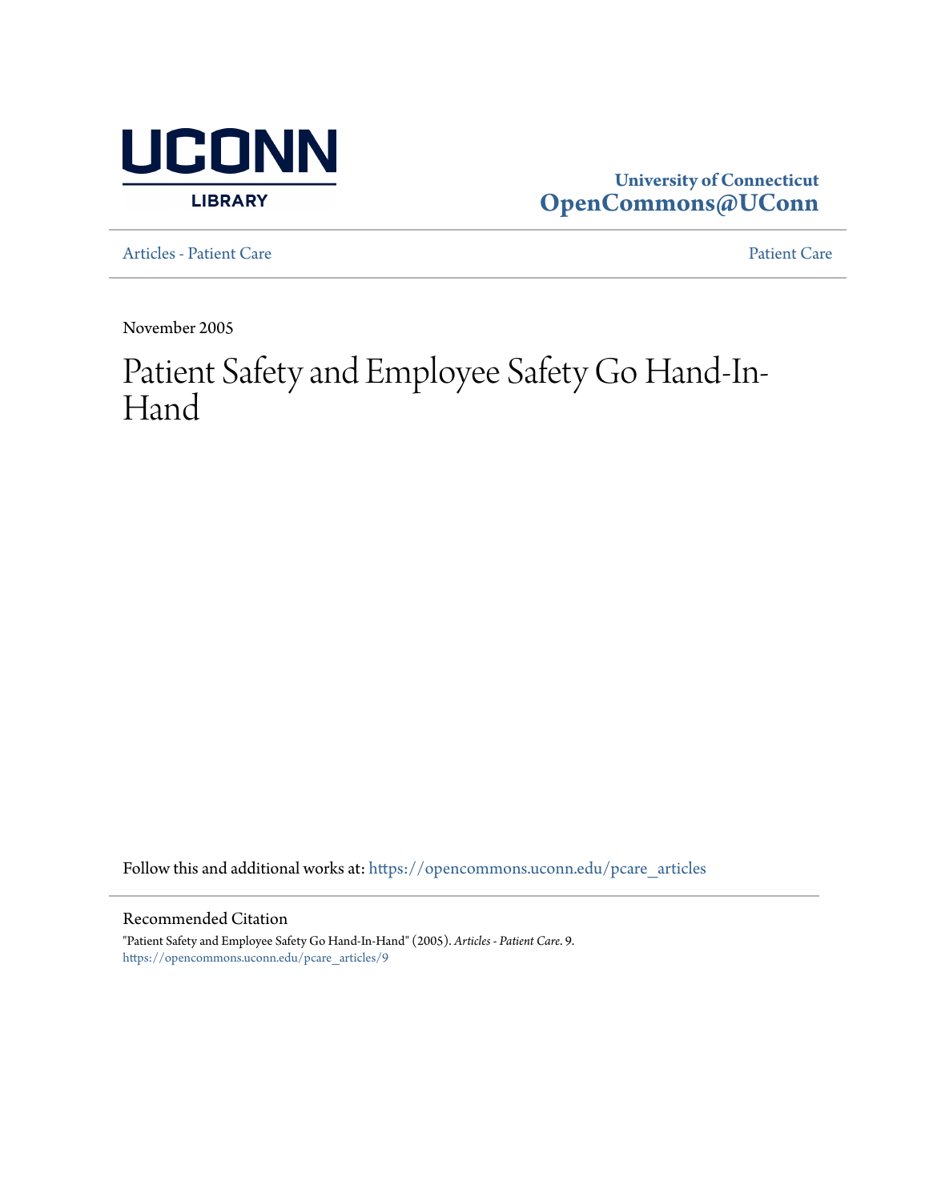University of Connecticut
OpenCommons@UConn

Articles - Patient Care

Patient Care

November 2005

# Patient Safety and Employee Safety Go Hand-In-Hand

Follow this and additional works at: https://opencommons.uconn.edu/pcare_articles

## Recommended Citation

"Patient Safety and Employee Safety Go Hand-In-Hand" (2005). *Articles - Patient Care*. 9.
https://opencommons.uconn.edu/pcare_articles/9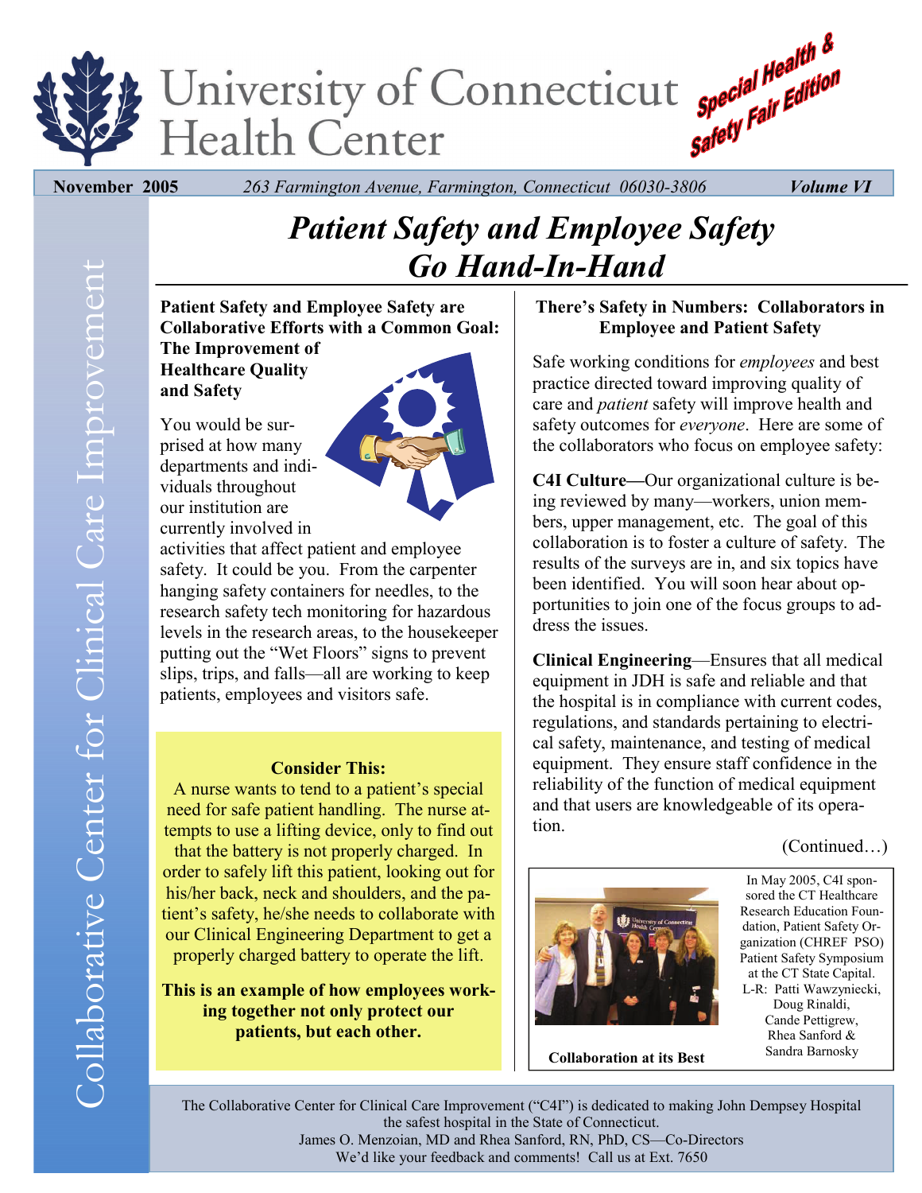# University of Connecticut Health Center

**Special Health & Safety Fair Edition**

**November 2005** *263 Farmington Avenue, Farmington, Connecticut 06030-3806* ***Volume VI***

Collaborative Center for Clinical Care Improvement

# *Patient Safety and Employee Safety Go Hand-In-Hand*

### Patient Safety and Employee Safety are Collaborative Efforts with a Common Goal: The Improvement of Healthcare Quality and Safety

You would be surprised at how many departments and individuals throughout our institution are currently involved in activities that affect patient and employee safety. It could be you. From the carpenter hanging safety containers for needles, to the research safety tech monitoring for hazardous levels in the research areas, to the housekeeper putting out the "Wet Floors" signs to prevent slips, trips, and falls—all are working to keep patients, employees and visitors safe.

**Consider This:**

A nurse wants to tend to a patient's special need for safe patient handling. The nurse attempts to use a lifting device, only to find out that the battery is not properly charged. In order to safely lift this patient, looking out for his/her back, neck and shoulders, and the patient's safety, he/she needs to collaborate with our Clinical Engineering Department to get a properly charged battery to operate the lift.

**This is an example of how employees working together not only protect our patients, but each other.**

### There's Safety in Numbers: Collaborators in Employee and Patient Safety

Safe working conditions for *employees* and best practice directed toward improving quality of care and *patient* safety will improve health and safety outcomes for *everyone*. Here are some of the collaborators who focus on employee safety:

**C4I Culture—**Our organizational culture is being reviewed by many—workers, union members, upper management, etc. The goal of this collaboration is to foster a culture of safety. The results of the surveys are in, and six topics have been identified. You will soon hear about opportunities to join one of the focus groups to address the issues.

**Clinical Engineering**—Ensures that all medical equipment in JDH is safe and reliable and that the hospital is in compliance with current codes, regulations, and standards pertaining to electrical safety, maintenance, and testing of medical equipment. They ensure staff confidence in the reliability of the function of medical equipment and that users are knowledgeable of its operation.

(Continued…)

**Collaboration at its Best**

In May 2005, C4I sponsored the CT Healthcare Research Education Foundation, Patient Safety Organization (CHREF PSO) Patient Safety Symposium at the CT State Capital. L-R: Patti Wawzyniecki, Doug Rinaldi, Cande Pettigrew, Rhea Sanford & Sandra Barnosky

The Collaborative Center for Clinical Care Improvement ("C4I") is dedicated to making John Dempsey Hospital the safest hospital in the State of Connecticut.
James O. Menzoian, MD and Rhea Sanford, RN, PhD, CS—Co-Directors
We'd like your feedback and comments! Call us at Ext. 7650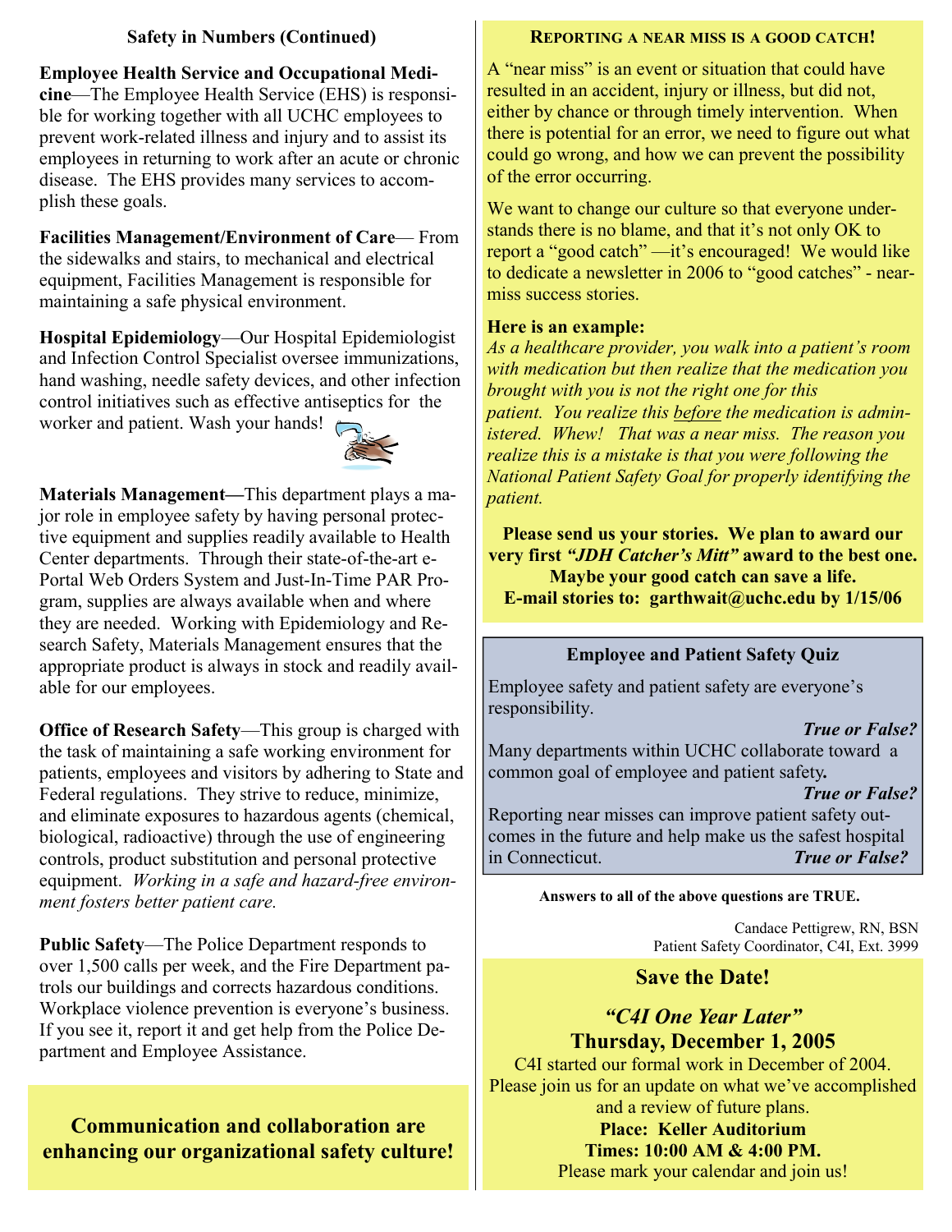## Safety in Numbers (Continued)

**Employee Health Service and Occupational Medicine**—The Employee Health Service (EHS) is responsible for working together with all UCHC employees to prevent work-related illness and injury and to assist its employees in returning to work after an acute or chronic disease. The EHS provides many services to accomplish these goals.

**Facilities Management/Environment of Care**— From the sidewalks and stairs, to mechanical and electrical equipment, Facilities Management is responsible for maintaining a safe physical environment.

**Hospital Epidemiology**—Our Hospital Epidemiologist and Infection Control Specialist oversee immunizations, hand washing, needle safety devices, and other infection control initiatives such as effective antiseptics for the worker and patient. Wash your hands!

**Materials Management—**This department plays a major role in employee safety by having personal protective equipment and supplies readily available to Health Center departments. Through their state-of-the-art e-Portal Web Orders System and Just-In-Time PAR Program, supplies are always available when and where they are needed. Working with Epidemiology and Research Safety, Materials Management ensures that the appropriate product is always in stock and readily available for our employees.

**Office of Research Safety**—This group is charged with the task of maintaining a safe working environment for patients, employees and visitors by adhering to State and Federal regulations. They strive to reduce, minimize, and eliminate exposures to hazardous agents (chemical, biological, radioactive) through the use of engineering controls, product substitution and personal protective equipment. *Working in a safe and hazard-free environment fosters better patient care.*

**Public Safety**—The Police Department responds to over 1,500 calls per week, and the Fire Department patrols our buildings and corrects hazardous conditions. Workplace violence prevention is everyone's business. If you see it, report it and get help from the Police Department and Employee Assistance.

**Communication and collaboration are enhancing our organizational safety culture!**

## Reporting a near miss is a good catch!

A "near miss" is an event or situation that could have resulted in an accident, injury or illness, but did not, either by chance or through timely intervention. When there is potential for an error, we need to figure out what could go wrong, and how we can prevent the possibility of the error occurring.

We want to change our culture so that everyone understands there is no blame, and that it's not only OK to report a "good catch" —it's encouraged! We would like to dedicate a newsletter in 2006 to "good catches" - near-miss success stories.

**Here is an example:**
*As a healthcare provider, you walk into a patient's room with medication but then realize that the medication you brought with you is not the right one for this patient. You realize this before the medication is administered. Whew! That was a near miss. The reason you realize this is a mistake is that you were following the National Patient Safety Goal for properly identifying the patient.*

**Please send us your stories. We plan to award our very first *"JDH Catcher's Mitt"* award to the best one. Maybe your good catch can save a life.**
**E-mail stories to: garthwait@uchc.edu by 1/15/06**

### Employee and Patient Safety Quiz

Employee safety and patient safety are everyone's responsibility. ***True or False?***

Many departments within UCHC collaborate toward a common goal of employee and patient safety**.** ***True or False?***

Reporting near misses can improve patient safety outcomes in the future and help make us the safest hospital in Connecticut. ***True or False?***

**Answers to all of the above questions are TRUE.**

Candace Pettigrew, RN, BSN
Patient Safety Coordinator, C4I, Ext. 3999

## Save the Date!

### *"C4I One Year Later"*
### Thursday, December 1, 2005

C4I started our formal work in December of 2004. Please join us for an update on what we've accomplished and a review of future plans.

**Place: Keller Auditorium**
**Times: 10:00 AM & 4:00 PM.**

Please mark your calendar and join us!